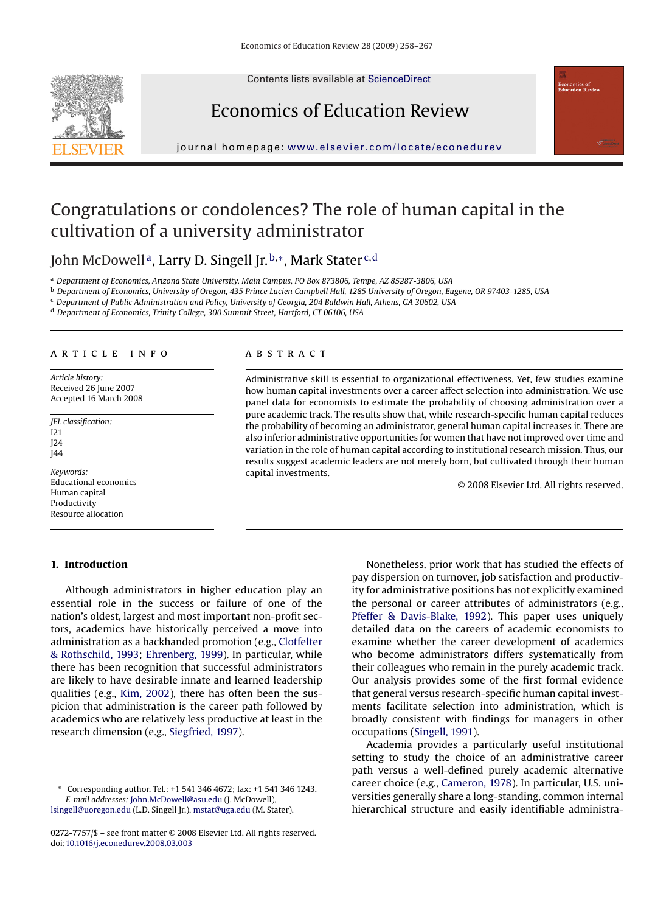# Congratulations or condolences? The role of human capital in the cultivation of a university administrator

John McDowell[a], Larry D. Singell Jr.[b,*], Mark Stater[c,d]

[a] Department of Economics, Arizona State University, Main Campus, PO Box 873806, Tempe, AZ 85287-3806, USA
[b] Department of Economics, University of Oregon, 435 Prince Lucien Campbell Hall, 1285 University of Oregon, Eugene, OR 97403-1285, USA
[c] Department of Public Administration and Policy, University of Georgia, 204 Baldwin Hall, Athens, GA 30602, USA
[d] Department of Economics, Trinity College, 300 Summit Street, Hartford, CT 06106, USA

## ARTICLE INFO

*Article history:*
Received 26 June 2007
Accepted 16 March 2008

*JEL classification:*
I21
J24
J44

*Keywords:*
Educational economics
Human capital
Productivity
Resource allocation

## ABSTRACT

Administrative skill is essential to organizational effectiveness. Yet, few studies examine how human capital investments over a career affect selection into administration. We use panel data for economists to estimate the probability of choosing administration over a pure academic track. The results show that, while research-specific human capital reduces the probability of becoming an administrator, general human capital increases it. There are also inferior administrative opportunities for women that have not improved over time and variation in the role of human capital according to institutional research mission. Thus, our results suggest academic leaders are not merely born, but cultivated through their human capital investments.

© 2008 Elsevier Ltd. All rights reserved.

## 1. Introduction

Although administrators in higher education play an essential role in the success or failure of one of the nation's oldest, largest and most important non-profit sectors, academics have historically perceived a move into administration as a backhanded promotion (e.g., Clotfelter & Rothschild, 1993; Ehrenberg, 1999). In particular, while there has been recognition that successful administrators are likely to have desirable innate and learned leadership qualities (e.g., Kim, 2002), there has often been the suspicion that administration is the career path followed by academics who are relatively less productive at least in the research dimension (e.g., Siegfried, 1997).

Nonetheless, prior work that has studied the effects of pay dispersion on turnover, job satisfaction and productivity for administrative positions has not explicitly examined the personal or career attributes of administrators (e.g., Pfeffer & Davis-Blake, 1992). This paper uses uniquely detailed data on the careers of academic economists to examine whether the career development of academics who become administrators differs systematically from their colleagues who remain in the purely academic track. Our analysis provides some of the first formal evidence that general versus research-specific human capital investments facilitate selection into administration, which is broadly consistent with findings for managers in other occupations (Singell, 1991).

Academia provides a particularly useful institutional setting to study the choice of an administrative career path versus a well-defined purely academic alternative career choice (e.g., Cameron, 1978). In particular, U.S. universities generally share a long-standing, common internal hierarchical structure and easily identifiable administra-

\* Corresponding author. Tel.: +1 541 346 4672; fax: +1 541 346 1243.
*E-mail addresses:* John.McDowell@asu.edu (J. McDowell), lsingell@uoregon.edu (L.D. Singell Jr.), mstat@uga.edu (M. Stater).

0272-7757/$ – see front matter © 2008 Elsevier Ltd. All rights reserved.
doi:10.1016/j.econedurev.2008.03.003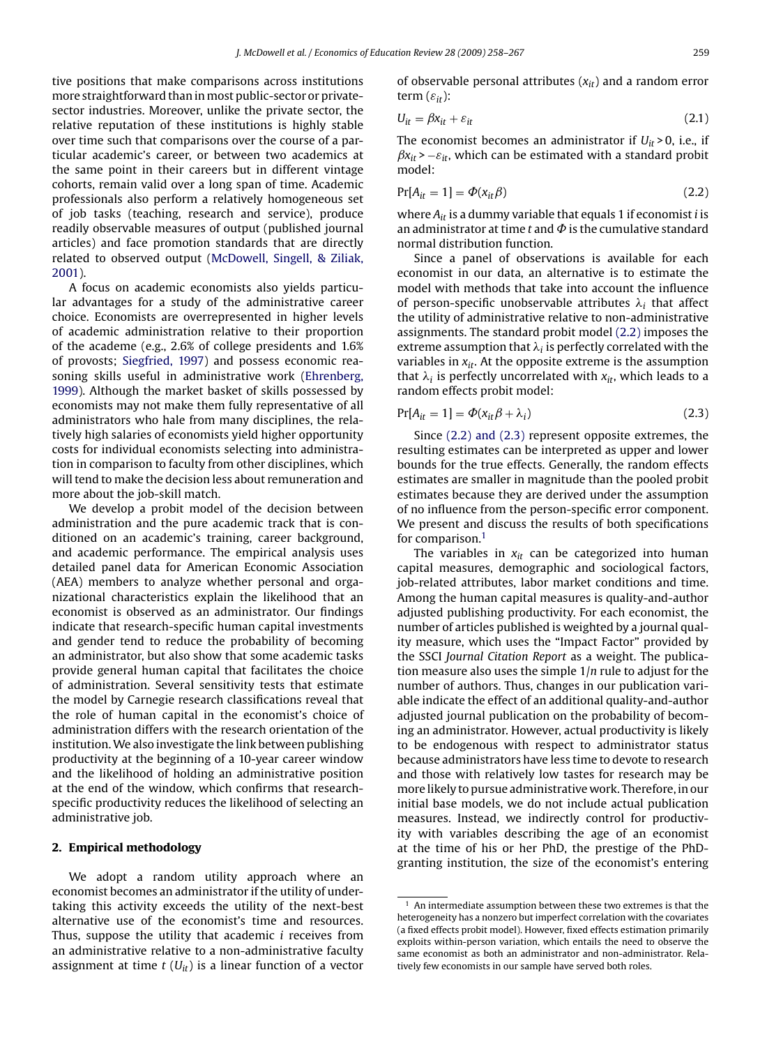tive positions that make comparisons across institutions more straightforward than in most public-sector or private-sector industries. Moreover, unlike the private sector, the relative reputation of these institutions is highly stable over time such that comparisons over the course of a particular academic's career, or between two academics at the same point in their careers but in different vintage cohorts, remain valid over a long span of time. Academic professionals also perform a relatively homogeneous set of job tasks (teaching, research and service), produce readily observable measures of output (published journal articles) and face promotion standards that are directly related to observed output (McDowell, Singell, & Ziliak, 2001).

A focus on academic economists also yields particular advantages for a study of the administrative career choice. Economists are overrepresented in higher levels of academic administration relative to their proportion of the academe (e.g., 2.6% of college presidents and 1.6% of provosts; Siegfried, 1997) and possess economic reasoning skills useful in administrative work (Ehrenberg, 1999). Although the market basket of skills possessed by economists may not make them fully representative of all administrators who hale from many disciplines, the relatively high salaries of economists yield higher opportunity costs for individual economists selecting into administration in comparison to faculty from other disciplines, which will tend to make the decision less about remuneration and more about the job-skill match.

We develop a probit model of the decision between administration and the pure academic track that is conditioned on an academic's training, career background, and academic performance. The empirical analysis uses detailed panel data for American Economic Association (AEA) members to analyze whether personal and organizational characteristics explain the likelihood that an economist is observed as an administrator. Our findings indicate that research-specific human capital investments and gender tend to reduce the probability of becoming an administrator, but also show that some academic tasks provide general human capital that facilitates the choice of administration. Several sensitivity tests that estimate the model by Carnegie research classifications reveal that the role of human capital in the economist's choice of administration differs with the research orientation of the institution. We also investigate the link between publishing productivity at the beginning of a 10-year career window and the likelihood of holding an administrative position at the end of the window, which confirms that research-specific productivity reduces the likelihood of selecting an administrative job.

## 2. Empirical methodology

We adopt a random utility approach where an economist becomes an administrator if the utility of undertaking this activity exceeds the utility of the next-best alternative use of the economist's time and resources. Thus, suppose the utility that academic $i$ receives from an administrative relative to a non-administrative faculty assignment at time $t$ ($U_{it}$) is a linear function of a vector of observable personal attributes ($x_{it}$) and a random error term ($\varepsilon_{it}$):

$$U_{it} = \beta x_{it} + \varepsilon_{it} \tag{2.1}$$

The economist becomes an administrator if $U_{it} > 0$, i.e., if $\beta x_{it} > -\varepsilon_{it}$, which can be estimated with a standard probit model:

$$\Pr[A_{it} = 1] = \Phi(x_{it}\beta) \tag{2.2}$$

where $A_{it}$ is a dummy variable that equals 1 if economist $i$ is an administrator at time $t$ and $\Phi$ is the cumulative standard normal distribution function.

Since a panel of observations is available for each economist in our data, an alternative is to estimate the model with methods that take into account the influence of person-specific unobservable attributes $\lambda_i$ that affect the utility of administrative relative to non-administrative assignments. The standard probit model (2.2) imposes the extreme assumption that $\lambda_i$ is perfectly correlated with the variables in $x_{it}$. At the opposite extreme is the assumption that $\lambda_i$ is perfectly uncorrelated with $x_{it}$, which leads to a random effects probit model:

$$\Pr[A_{it} = 1] = \Phi(x_{it}\beta + \lambda_i) \tag{2.3}$$

Since (2.2) and (2.3) represent opposite extremes, the resulting estimates can be interpreted as upper and lower bounds for the true effects. Generally, the random effects estimates are smaller in magnitude than the pooled probit estimates because they are derived under the assumption of no influence from the person-specific error component. We present and discuss the results of both specifications for comparison.[1]

The variables in $x_{it}$ can be categorized into human capital measures, demographic and sociological factors, job-related attributes, labor market conditions and time. Among the human capital measures is quality-and-author adjusted publishing productivity. For each economist, the number of articles published is weighted by a journal quality measure, which uses the "Impact Factor" provided by the SSCI *Journal Citation Report* as a weight. The publication measure also uses the simple $1/n$ rule to adjust for the number of authors. Thus, changes in our publication variable indicate the effect of an additional quality-and-author adjusted journal publication on the probability of becoming an administrator. However, actual productivity is likely to be endogenous with respect to administrator status because administrators have less time to devote to research and those with relatively low tastes for research may be more likely to pursue administrative work. Therefore, in our initial base models, we do not include actual publication measures. Instead, we indirectly control for productivity with variables describing the age of an economist at the time of his or her PhD, the prestige of the PhD-granting institution, the size of the economist's entering

[1] An intermediate assumption between these two extremes is that the heterogeneity has a nonzero but imperfect correlation with the covariates (a fixed effects probit model). However, fixed effects estimation primarily exploits within-person variation, which entails the need to observe the same economist as both an administrator and non-administrator. Relatively few economists in our sample have served both roles.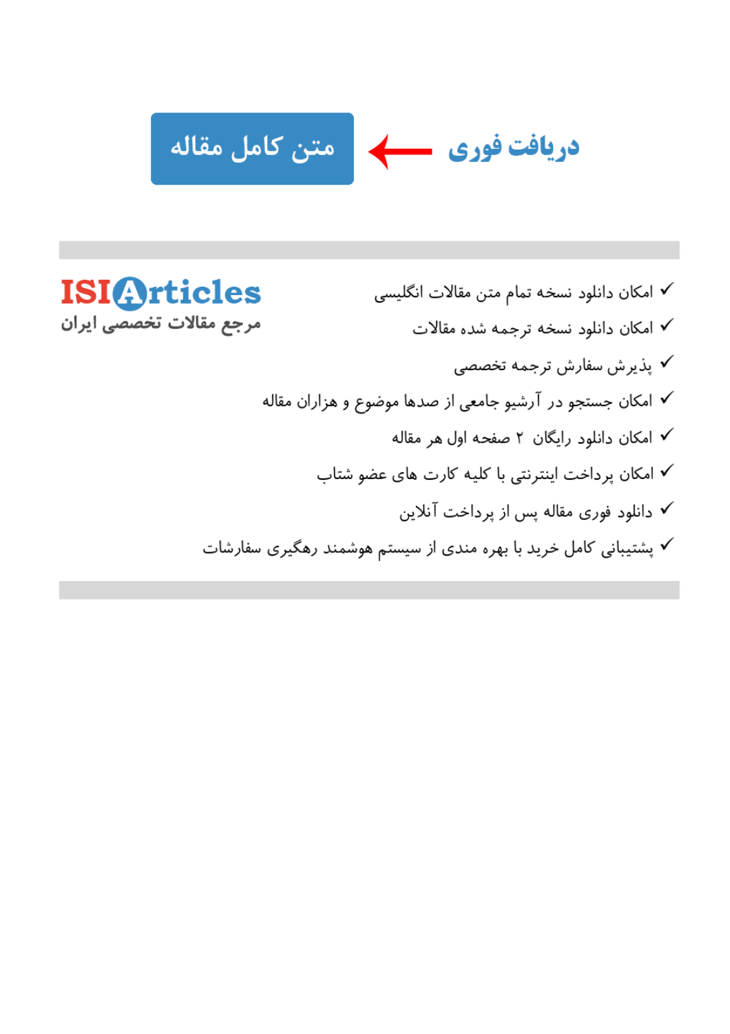دریافت فوری ← **متن کامل مقاله**

**ISIArticles**
مرجع مقالات تخصصی ایران

- ✓ امکان دانلود نسخه تمام متن مقالات انگلیسی
- ✓ امکان دانلود نسخه ترجمه شده مقالات
- ✓ پذیرش سفارش ترجمه تخصصی
- ✓ امکان جستجو در آرشیو جامعی از صدها موضوع و هزاران مقاله
- ✓ امکان دانلود رایگان ۲ صفحه اول هر مقاله
- ✓ امکان پرداخت اینترنتی با کلیه کارت های عضو شتاب
- ✓ دانلود فوری مقاله پس از پرداخت آنلاین
- ✓ پشتیبانی کامل خرید با بهره مندی از سیستم هوشمند رهگیری سفارشات